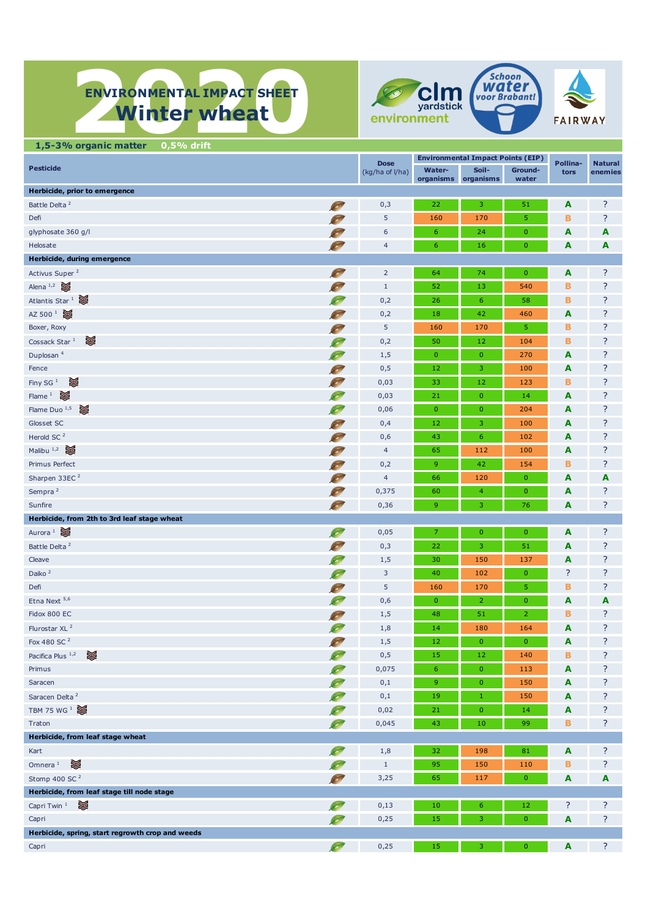# 2020 ENVIRONMENTAL IMPACT SHEET
## Winter wheat

clm yardstick environment | Schoon water voor Brabant! | FAIRWAY

**1,5-3% organic matter 0,5% drift**

| Pesticide | Dose (kg/ha of l/ha) | Environmental Impact Points (EIP) Water-organisms | Soil-organisms | Ground-water | Pollina-tors | Natural enemies |
|---|---|---|---|---|---|---|
| **Herbicide, prior to emergence** | | | | | | |
| Battle Delta [2] | 0,3 | 22 | 3 | 51 | A | ? |
| Defi | 5 | 160 | 170 | 5 | B | ? |
| glyphosate 360 g/l | 6 | 6 | 24 | 0 | A | A |
| Helosate | 4 | 6 | 16 | 0 | A | A |
| **Herbicide, during emergence** | | | | | | |
| Activus Super [2] | 2 | 64 | 74 | 0 | A | ? |
| Alena [1,2] | 1 | 52 | 13 | 540 | B | ? |
| Atlantis Star [1] | 0,2 | 26 | 6 | 58 | B | ? |
| AZ 500 [1] | 0,2 | 18 | 42 | 460 | A | ? |
| Boxer, Roxy | 5 | 160 | 170 | 5 | B | ? |
| Cossack Star [1] | 0,2 | 50 | 12 | 104 | B | ? |
| Duplosan [4] | 1,5 | 0 | 0 | 270 | A | ? |
| Fence | 0,5 | 12 | 3 | 100 | A | ? |
| Finy SG [1] | 0,03 | 33 | 12 | 123 | B | ? |
| Flame [1] | 0,03 | 21 | 0 | 14 | A | ? |
| Flame Duo [1,5] | 0,06 | 0 | 0 | 204 | A | ? |
| Glosset SC | 0,4 | 12 | 3 | 100 | A | ? |
| Herold SC [2] | 0,6 | 43 | 6 | 102 | A | ? |
| Malibu [1,2] | 4 | 65 | 112 | 100 | A | ? |
| Primus Perfect | 0,2 | 9 | 42 | 154 | B | ? |
| Sharpen 33EC [2] | 4 | 66 | 120 | 0 | A | A |
| Sempra [2] | 0,375 | 60 | 4 | 0 | A | ? |
| Sunfire | 0,36 | 9 | 3 | 76 | A | ? |
| **Herbicide, from 2th to 3rd leaf stage wheat** | | | | | | |
| Aurora [1] | 0,05 | 7 | 0 | 0 | A | ? |
| Battle Delta [2] | 0,3 | 22 | 3 | 51 | A | ? |
| Cleave | 1,5 | 30 | 150 | 137 | A | ? |
| Daiko [2] | 3 | 40 | 102 | 0 | ? | ? |
| Defi | 5 | 160 | 170 | 5 | B | ? |
| Etna Next [5,6] | 0,6 | 0 | 2 | 0 | A | A |
| Fidox 800 EC | 1,5 | 48 | 51 | 2 | B | ? |
| Flurostar XL [2] | 1,8 | 14 | 180 | 164 | A | ? |
| Fox 480 SC [2] | 1,5 | 12 | 0 | 0 | A | ? |
| Pacifica Plus [1,2] | 0,5 | 15 | 12 | 140 | B | ? |
| Primus | 0,075 | 6 | 0 | 113 | A | ? |
| Saracen | 0,1 | 9 | 0 | 150 | A | ? |
| Saracen Delta [2] | 0,1 | 19 | 1 | 150 | A | ? |
| TBM 75 WG [1] | 0,02 | 21 | 0 | 14 | A | ? |
| Traton | 0,045 | 43 | 10 | 99 | B | ? |
| **Herbicide, from leaf stage wheat** | | | | | | |
| Kart | 1,8 | 32 | 198 | 81 | A | ? |
| Omnera [1] | 1 | 95 | 150 | 110 | B | ? |
| Stomp 400 SC [2] | 3,25 | 65 | 117 | 0 | A | A |
| **Herbicide, from leaf stage till node stage** | | | | | | |
| Capri Twin [1] | 0,13 | 10 | 6 | 12 | ? | ? |
| Capri | 0,25 | 15 | 3 | 0 | A | ? |
| **Herbicide, spring, start regrowth crop and weeds** | | | | | | |
| Capri | 0,25 | 15 | 3 | 0 | A | ? |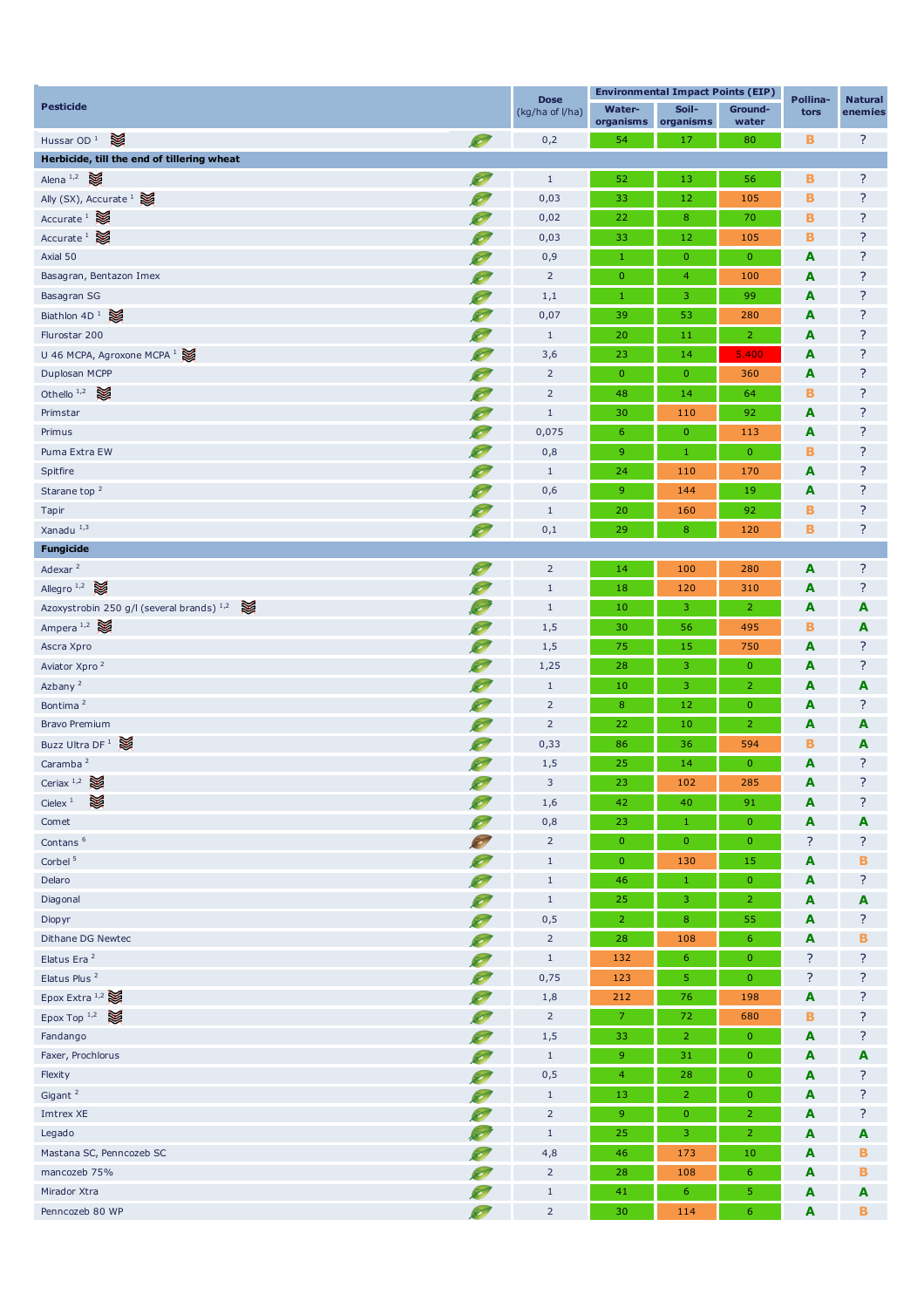| Pesticide | | Dose (kg/ha of l/ha) | Environmental Impact Points (EIP) | | | Pollina-tors | Natural enemies |
|---|---|---|---|---|---|---|---|
| | | | Water-organisms | Soil-organisms | Ground-water | | |
| Hussar OD [1] | | 0,2 | 54 | 17 | 80 | B | ? |
| **Herbicide, till the end of tillering wheat** | | | | | | | |
| Alena [1,2] | | 1 | 52 | 13 | 56 | B | ? |
| Ally (SX), Accurate [1] | | 0,03 | 33 | 12 | 105 | B | ? |
| Accurate [1] | | 0,02 | 22 | 8 | 70 | B | ? |
| Accurate [1] | | 0,03 | 33 | 12 | 105 | B | ? |
| Axial 50 | | 0,9 | 1 | 0 | 0 | A | ? |
| Basagran, Bentazon Imex | | 2 | 0 | 4 | 100 | A | ? |
| Basagran SG | | 1,1 | 1 | 3 | 99 | A | ? |
| Biathlon 4D [1] | | 0,07 | 39 | 53 | 280 | A | ? |
| Flurostar 200 | | 1 | 20 | 11 | 2 | A | ? |
| U 46 MCPA, Agroxone MCPA [1] | | 3,6 | 23 | 14 | 5.400 | A | ? |
| Duplosan MCPP | | 2 | 0 | 0 | 360 | A | ? |
| Othello [1,2] | | 2 | 48 | 14 | 64 | B | ? |
| Primstar | | 1 | 30 | 110 | 92 | A | ? |
| Primus | | 0,075 | 6 | 0 | 113 | A | ? |
| Puma Extra EW | | 0,8 | 9 | 1 | 0 | B | ? |
| Spitfire | | 1 | 24 | 110 | 170 | A | ? |
| Starane top [2] | | 0,6 | 9 | 144 | 19 | A | ? |
| Tapir | | 1 | 20 | 160 | 92 | B | ? |
| Xanadu [1,3] | | 0,1 | 29 | 8 | 120 | B | ? |
| **Fungicide** | | | | | | | |
| Adexar [2] | | 2 | 14 | 100 | 280 | A | ? |
| Allegro [1,2] | | 1 | 18 | 120 | 310 | A | ? |
| Azoxystrobin 250 g/l (several brands) [1,2] | | 1 | 10 | 3 | 2 | A | A |
| Ampera [1,2] | | 1,5 | 30 | 56 | 495 | B | A |
| Ascra Xpro | | 1,5 | 75 | 15 | 750 | A | ? |
| Aviator Xpro [2] | | 1,25 | 28 | 3 | 0 | A | ? |
| Azbany [2] | | 1 | 10 | 3 | 2 | A | A |
| Bontima [2] | | 2 | 8 | 12 | 0 | A | ? |
| Bravo Premium | | 2 | 22 | 10 | 2 | A | A |
| Buzz Ultra DF [1] | | 0,33 | 86 | 36 | 594 | B | A |
| Caramba [2] | | 1,5 | 25 | 14 | 0 | A | ? |
| Ceriax [1,2] | | 3 | 23 | 102 | 285 | A | ? |
| Cielex [1] | | 1,6 | 42 | 40 | 91 | A | ? |
| Comet | | 0,8 | 23 | 1 | 0 | A | A |
| Contans [6] | | 2 | 0 | 0 | 0 | ? | ? |
| Corbel [5] | | 1 | 0 | 130 | 15 | A | B |
| Delaro | | 1 | 46 | 1 | 0 | A | ? |
| Diagonal | | 1 | 25 | 3 | 2 | A | A |
| Diopyr | | 0,5 | 2 | 8 | 55 | A | ? |
| Dithane DG Newtec | | 2 | 28 | 108 | 6 | A | B |
| Elatus Era [2] | | 1 | 132 | 6 | 0 | ? | ? |
| Elatus Plus [2] | | 0,75 | 123 | 5 | 0 | ? | ? |
| Epox Extra [1,2] | | 1,8 | 212 | 76 | 198 | A | ? |
| Epox Top [1,2] | | 2 | 7 | 72 | 680 | B | ? |
| Fandango | | 1,5 | 33 | 2 | 0 | A | ? |
| Faxer, Prochlorus | | 1 | 9 | 31 | 0 | A | A |
| Flexity | | 0,5 | 4 | 28 | 0 | A | ? |
| Gigant [2] | | 1 | 13 | 2 | 0 | A | ? |
| Imtrex XE | | 2 | 9 | 0 | 2 | A | ? |
| Legado | | 1 | 25 | 3 | 2 | A | A |
| Mastana SC, Penncozeb SC | | 4,8 | 46 | 173 | 10 | A | B |
| mancozeb 75% | | 2 | 28 | 108 | 6 | A | B |
| Mirador Xtra | | 1 | 41 | 6 | 5 | A | A |
| Penncozeb 80 WP | | 2 | 30 | 114 | 6 | A | B |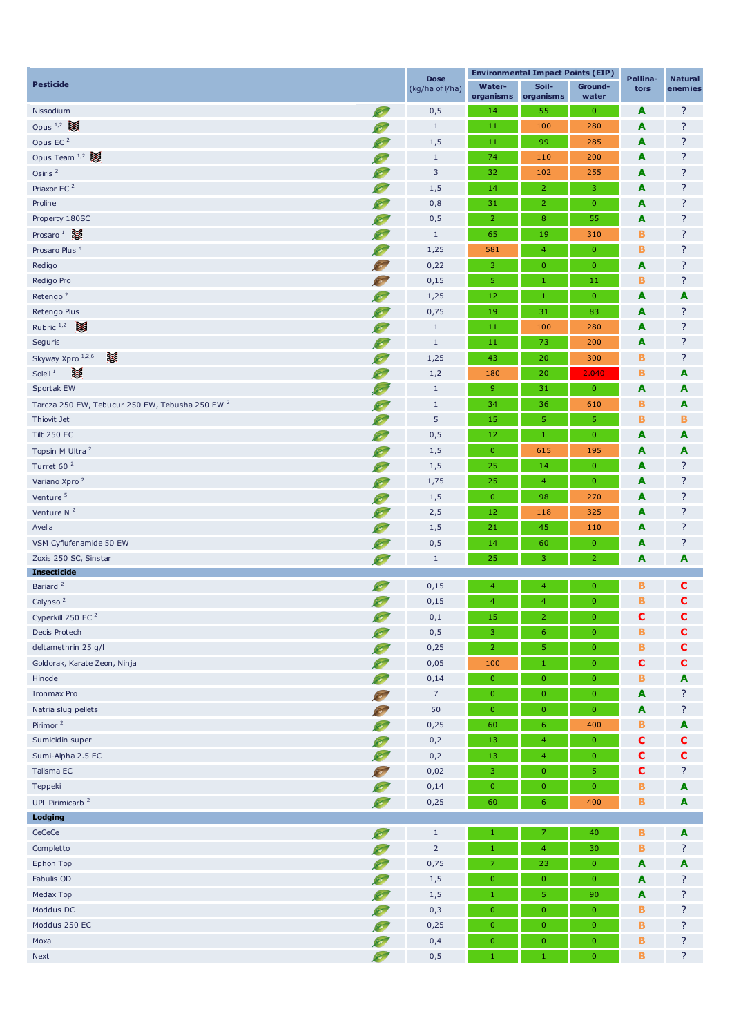| Pesticide | | Dose (kg/ha of l/ha) | Environmental Impact Points (EIP) | | | Pollina-tors | Natural enemies |
|---|---|---|---|---|---|---|---|
| | | | Water-organisms | Soil-organisms | Ground-water | | |
| Nissodium | | 0,5 | 14 | 55 | 0 | A | ? |
| Opus [1,2] | | 1 | 11 | 100 | 280 | A | ? |
| Opus EC [2] | | 1,5 | 11 | 99 | 285 | A | ? |
| Opus Team [1,2] | | 1 | 74 | 110 | 200 | A | ? |
| Osiris [2] | | 3 | 32 | 102 | 255 | A | ? |
| Priaxor EC [2] | | 1,5 | 14 | 2 | 3 | A | ? |
| Proline | | 0,8 | 31 | 2 | 0 | A | ? |
| Property 180SC | | 0,5 | 2 | 8 | 55 | A | ? |
| Prosaro [1] | | 1 | 65 | 19 | 310 | B | ? |
| Prosaro Plus [4] | | 1,25 | 581 | 4 | 0 | B | ? |
| Redigo | | 0,22 | 3 | 0 | 0 | A | ? |
| Redigo Pro | | 0,15 | 5 | 1 | 11 | B | ? |
| Retengo [2] | | 1,25 | 12 | 1 | 0 | A | A |
| Retengo Plus | | 0,75 | 19 | 31 | 83 | A | ? |
| Rubric [1,2] | | 1 | 11 | 100 | 280 | A | ? |
| Seguris | | 1 | 11 | 73 | 200 | A | ? |
| Skyway Xpro [1,2,6] | | 1,25 | 43 | 20 | 300 | B | ? |
| Soleil [1] | | 1,2 | 180 | 20 | 2.040 | B | A |
| Sportak EW | | 1 | 9 | 31 | 0 | A | A |
| Tarcza 250 EW, Tebucur 250 EW, Tebusha 250 EW [2] | | 1 | 34 | 36 | 610 | B | A |
| Thiovit Jet | | 5 | 15 | 5 | 5 | B | B |
| Tilt 250 EC | | 0,5 | 12 | 1 | 0 | A | A |
| Topsin M Ultra [2] | | 1,5 | 0 | 615 | 195 | A | A |
| Turret 60 [2] | | 1,5 | 25 | 14 | 0 | A | ? |
| Variano Xpro [2] | | 1,75 | 25 | 4 | 0 | A | ? |
| Venture [5] | | 1,5 | 0 | 98 | 270 | A | ? |
| Venture N [2] | | 2,5 | 12 | 118 | 325 | A | ? |
| Avella | | 1,5 | 21 | 45 | 110 | A | ? |
| VSM Cyflufenamide 50 EW | | 0,5 | 14 | 60 | 0 | A | ? |
| Zoxis 250 SC, Sinstar | | 1 | 25 | 3 | 2 | A | A |
| **Insecticide** | | | | | | | |
| Bariard [2] | | 0,15 | 4 | 4 | 0 | B | C |
| Calypso [2] | | 0,15 | 4 | 4 | 0 | B | C |
| Cyperkill 250 EC [2] | | 0,1 | 15 | 2 | 0 | C | C |
| Decis Protech | | 0,5 | 3 | 6 | 0 | B | C |
| deltamethrin 25 g/l | | 0,25 | 2 | 5 | 0 | B | C |
| Goldorak, Karate Zeon, Ninja | | 0,05 | 100 | 1 | 0 | C | C |
| Hinode | | 0,14 | 0 | 0 | 0 | B | A |
| Ironmax Pro | | 7 | 0 | 0 | 0 | A | ? |
| Natria slug pellets | | 50 | 0 | 0 | 0 | A | ? |
| Pirimor [2] | | 0,25 | 60 | 6 | 400 | B | A |
| Sumicidin super | | 0,2 | 13 | 4 | 0 | C | C |
| Sumi-Alpha 2.5 EC | | 0,2 | 13 | 4 | 0 | C | C |
| Talisma EC | | 0,02 | 3 | 0 | 5 | C | ? |
| Teppeki | | 0,14 | 0 | 0 | 0 | B | A |
| UPL Pirimicarb [2] | | 0,25 | 60 | 6 | 400 | B | A |
| **Lodging** | | | | | | | |
| CeCeCe | | 1 | 1 | 7 | 40 | B | A |
| Completto | | 2 | 1 | 4 | 30 | B | ? |
| Ephon Top | | 0,75 | 7 | 23 | 0 | A | A |
| Fabulis OD | | 1,5 | 0 | 0 | 0 | A | ? |
| Medax Top | | 1,5 | 1 | 5 | 90 | A | ? |
| Moddus DC | | 0,3 | 0 | 0 | 0 | B | ? |
| Moddus 250 EC | | 0,25 | 0 | 0 | 0 | B | ? |
| Moxa | | 0,4 | 0 | 0 | 0 | B | ? |
| Next | | 0,5 | 1 | 1 | 0 | B | ? |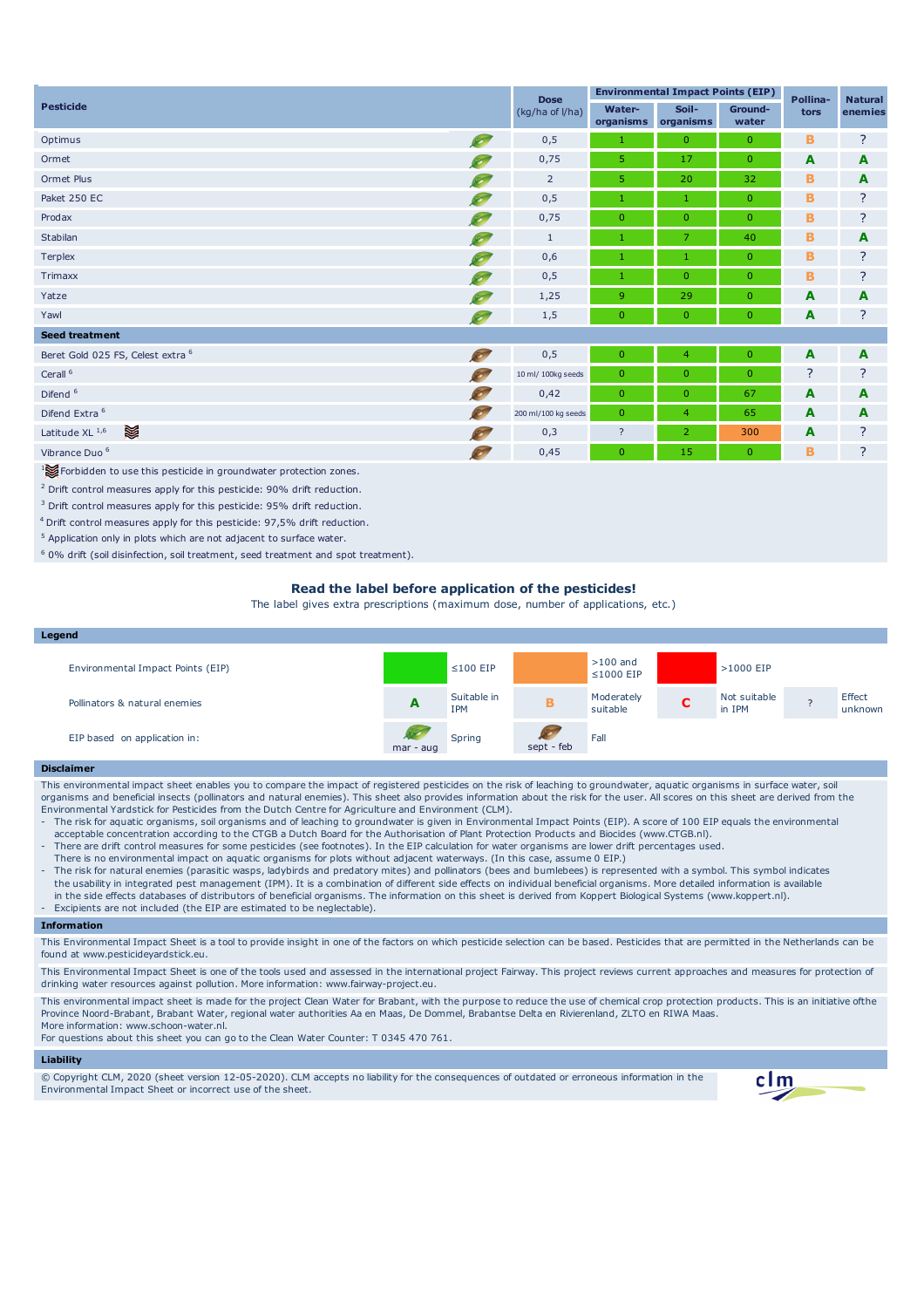| Pesticide | | Dose (kg/ha of l/ha) | Environmental Impact Points (EIP) | | | Pollinators | Natural enemies |
|---|---|---|---|---|---|---|---|
| | | | Water-organisms | Soil-organisms | Ground-water | | |
| Optimus | | 0,5 | 1 | 0 | 0 | B | ? |
| Ormet | | 0,75 | 5 | 17 | 0 | A | A |
| Ormet Plus | | 2 | 5 | 20 | 32 | B | A |
| Paket 250 EC | | 0,5 | 1 | 1 | 0 | B | ? |
| Prodax | | 0,75 | 0 | 0 | 0 | B | ? |
| Stabilan | | 1 | 1 | 7 | 40 | B | A |
| Terplex | | 0,6 | 1 | 1 | 0 | B | ? |
| Trimaxx | | 0,5 | 1 | 0 | 0 | B | ? |
| Yatze | | 1,25 | 9 | 29 | 0 | A | A |
| Yawl | | 1,5 | 0 | 0 | 0 | A | ? |
| **Seed treatment** | | | | | | | |
| Beret Gold 025 FS, Celest extra [6] | | 0,5 | 0 | 4 | 0 | A | A |
| Cerall [6] | | 10 ml/ 100kg seeds | 0 | 0 | 0 | ? | ? |
| Difend [6] | | 0,42 | 0 | 0 | 67 | A | A |
| Difend Extra [6] | | 200 ml/100 kg seeds | 0 | 4 | 65 | A | A |
| Latitude XL [1,6] | | 0,3 | ? | 2 | 300 | A | ? |
| Vibrance Duo [6] | | 0,45 | 0 | 15 | 0 | B | ? |

[1] Forbidden to use this pesticide in groundwater protection zones.

[2] Drift control measures apply for this pesticide: 90% drift reduction.

[3] Drift control measures apply for this pesticide: 95% drift reduction.

[4] Drift control measures apply for this pesticide: 97,5% drift reduction.

[5] Application only in plots which are not adjacent to surface water.

[6] 0% drift (soil disinfection, soil treatment, seed treatment and spot treatment).

**Read the label before application of the pesticides!**

The label gives extra prescriptions (maximum dose, number of applications, etc.)

## Legend

| | | | | | | | | |
|---|---|---|---|---|---|---|---|---|
| Environmental Impact Points (EIP) | | ≤100 EIP | | >100 and ≤1000 EIP | | >1000 EIP | | |
| Pollinators & natural enemies | A | Suitable in IPM | B | Moderately suitable | C | Not suitable in IPM | ? | Effect unknown |
| EIP based on application in: | mar - aug | Spring | sept - feb | Fall | | | | |

## Disclaimer

This environmental impact sheet enables you to compare the impact of registered pesticides on the risk of leaching to groundwater, aquatic organisms in surface water, soil organisms and beneficial insects (pollinators and natural enemies). This sheet also provides information about the risk for the user. All scores on this sheet are derived from the Environmental Yardstick for Pesticides from the Dutch Centre for Agriculture and Environment (CLM).

- The risk for aquatic organisms, soil organisms and of leaching to groundwater is given in Environmental Impact Points (EIP). A score of 100 EIP equals the environmental acceptable concentration according to the CTGB a Dutch Board for the Authorisation of Plant Protection Products and Biocides (www.CTGB.nl).
- There are drift control measures for some pesticides (see footnotes). In the EIP calculation for water organisms are lower drift percentages used. There is no environmental impact on aquatic organisms for plots without adjacent waterways. (In this case, assume 0 EIP.)
- The risk for natural enemies (parasitic wasps, ladybirds and predatory mites) and pollinators (bees and bumblebees) is represented with a symbol. This symbol indicates the usability in integrated pest management (IPM). It is a combination of different side effects on individual beneficial organisms. More detailed information is available in the side effects databases of distributors of beneficial organisms. The information on this sheet is derived from Koppert Biological Systems (www.koppert.nl).
- Excipients are not included (the EIP are estimated to be neglectable).

## Information

This Environmental Impact Sheet is a tool to provide insight in one of the factors on which pesticide selection can be based. Pesticides that are permitted in the Netherlands can be found at www.pesticideyardstick.eu.

This Environmental Impact Sheet is one of the tools used and assessed in the international project Fairway. This project reviews current approaches and measures for protection of drinking water resources against pollution. More information: www.fairway-project.eu.

This environmental impact sheet is made for the project Clean Water for Brabant, with the purpose to reduce the use of chemical crop protection products. This is an initiative ofthe Province Noord-Brabant, Brabant Water, regional water authorities Aa en Maas, De Dommel, Brabantse Delta en Rivierenland, ZLTO en RIWA Maas.
More information: www.schoon-water.nl.
For questions about this sheet you can go to the Clean Water Counter: T 0345 470 761.

## Liability

© Copyright CLM, 2020 (sheet version 12-05-2020). CLM accepts no liability for the consequences of outdated or erroneous information in the Environmental Impact Sheet or incorrect use of the sheet.

clm